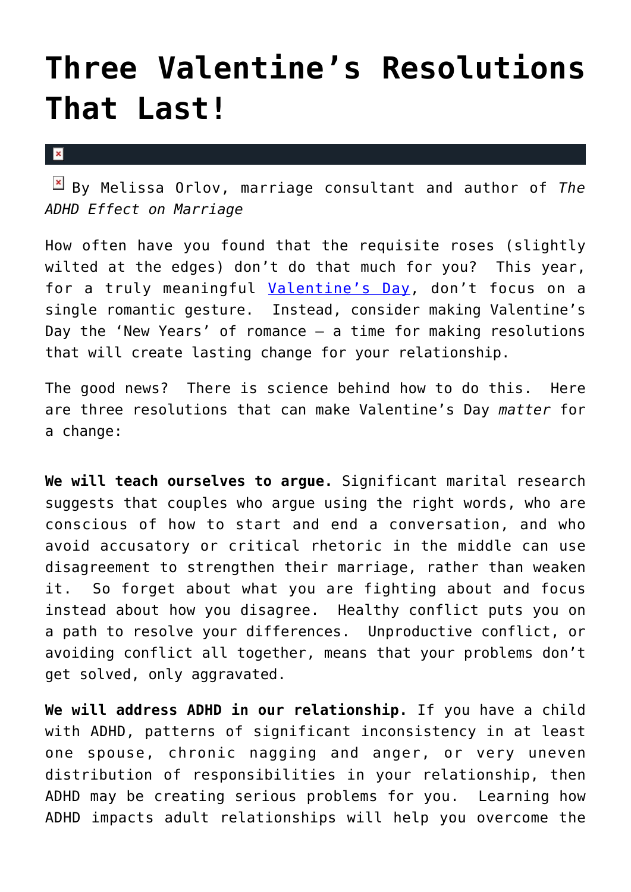# Three Valentine's Resolutions That Last!

By Melissa Orlov, marriage consultant and author of *The ADHD Effect on Marriage*

How often have you found that the requisite roses (slightly wilted at the edges) don't do that much for you? This year, for a truly meaningful [Valentine's Day](), don't focus on a single romantic gesture. Instead, consider making Valentine's Day the 'New Years' of romance – a time for making resolutions that will create lasting change for your relationship.

The good news? There is science behind how to do this. Here are three resolutions that can make Valentine's Day *matter* for a change:

**We will teach ourselves to argue.** Significant marital research suggests that couples who argue using the right words, who are conscious of how to start and end a conversation, and who avoid accusatory or critical rhetoric in the middle can use disagreement to strengthen their marriage, rather than weaken it. So forget about what you are fighting about and focus instead about how you disagree. Healthy conflict puts you on a path to resolve your differences. Unproductive conflict, or avoiding conflict all together, means that your problems don't get solved, only aggravated.

**We will address ADHD in our relationship.** If you have a child with ADHD, patterns of significant inconsistency in at least one spouse, chronic nagging and anger, or very uneven distribution of responsibilities in your relationship, then ADHD may be creating serious problems for you. Learning how ADHD impacts adult relationships will help you overcome the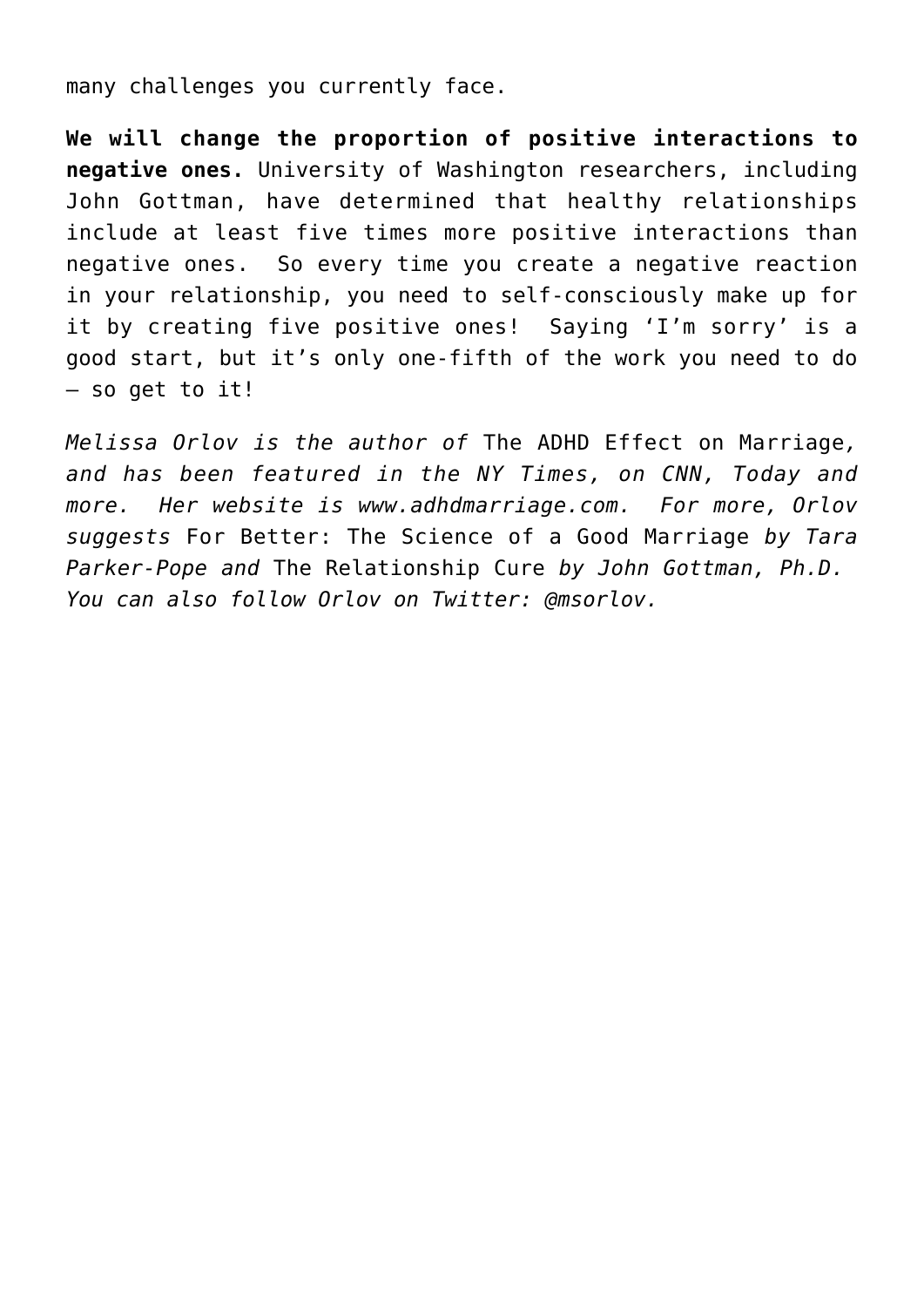many challenges you currently face.

**We will change the proportion of positive interactions to negative ones.** University of Washington researchers, including John Gottman, have determined that healthy relationships include at least five times more positive interactions than negative ones. So every time you create a negative reaction in your relationship, you need to self-consciously make up for it by creating five positive ones! Saying 'I'm sorry' is a good start, but it's only one-fifth of the work you need to do – so get to it!

*Melissa Orlov is the author of* The ADHD Effect on Marriage*, and has been featured in the NY Times, on CNN, Today and more. Her website is www.adhdmarriage.com. For more, Orlov suggests* For Better: The Science of a Good Marriage *by Tara Parker-Pope and* The Relationship Cure *by John Gottman, Ph.D. You can also follow Orlov on Twitter: @msorlov.*